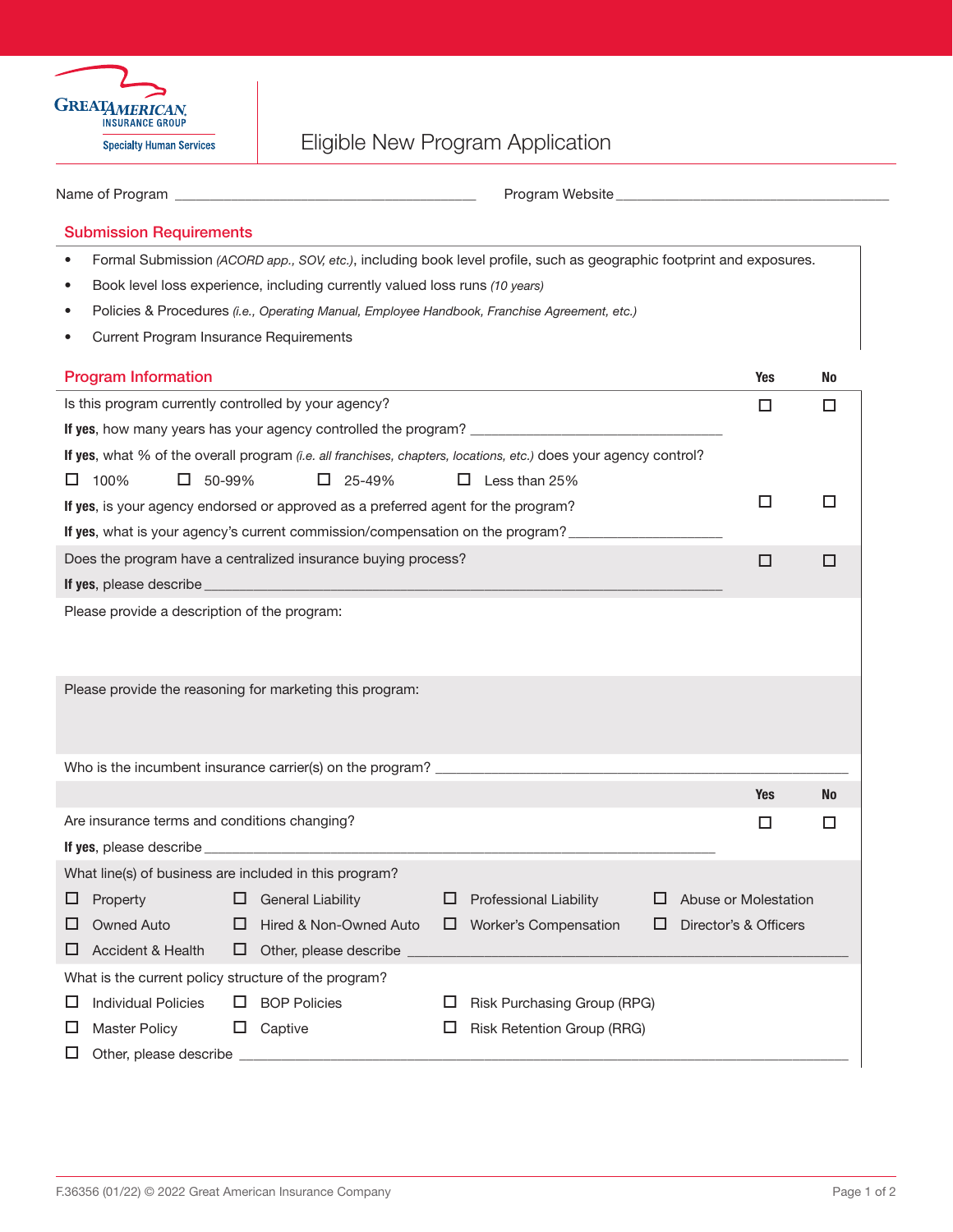Great American Insurance Group
Specialty Human Services

# Eligible New Program Application

Name of Program ________________________________ Program Website ________________________________

## Submission Requirements

- Formal Submission *(ACORD app., SOV, etc.)*, including book level profile, such as geographic footprint and exposures.
- Book level loss experience, including currently valued loss runs *(10 years)*
- Policies & Procedures *(i.e., Operating Manual, Employee Handbook, Franchise Agreement, etc.)*
- Current Program Insurance Requirements

## Program Information

| | Yes | No |
|---|---|---|
| Is this program currently controlled by your agency? | ☐ | ☐ |
| **If yes**, how many years has your agency controlled the program? ________________________ | | |
| **If yes**, what % of the overall program *(i.e. all franchises, chapters, locations, etc.)* does your agency control? | | |
| ☐ 100% ☐ 50-99% ☐ 25-49% ☐ Less than 25% | | |
| **If yes**, is your agency endorsed or approved as a preferred agent for the program? | ☐ | ☐ |
| **If yes**, what is your agency's current commission/compensation on the program? ______________ | | |
| Does the program have a centralized insurance buying process? | ☐ | ☐ |
| **If yes**, please describe ________________________________________________ | | |

Please provide a description of the program:

Please provide the reasoning for marketing this program:

Who is the incumbent insurance carrier(s) on the program? ________________________________________

| | Yes | No |
|---|---|---|
| Are insurance terms and conditions changing? | ☐ | ☐ |
| **If yes**, please describe ________________________________________________ | | |

What line(s) of business are included in this program?

☐ Property ☐ General Liability ☐ Professional Liability ☐ Abuse or Molestation

☐ Owned Auto ☐ Hired & Non-Owned Auto ☐ Worker's Compensation ☐ Director's & Officers

☐ Accident & Health ☐ Other, please describe ________________________________________

What is the current policy structure of the program?

☐ Individual Policies ☐ BOP Policies ☐ Risk Purchasing Group (RPG)

☐ Master Policy ☐ Captive ☐ Risk Retention Group (RRG)

☐ Other, please describe ________________________________________________

F.36356 (01/22) © 2022 Great American Insurance Company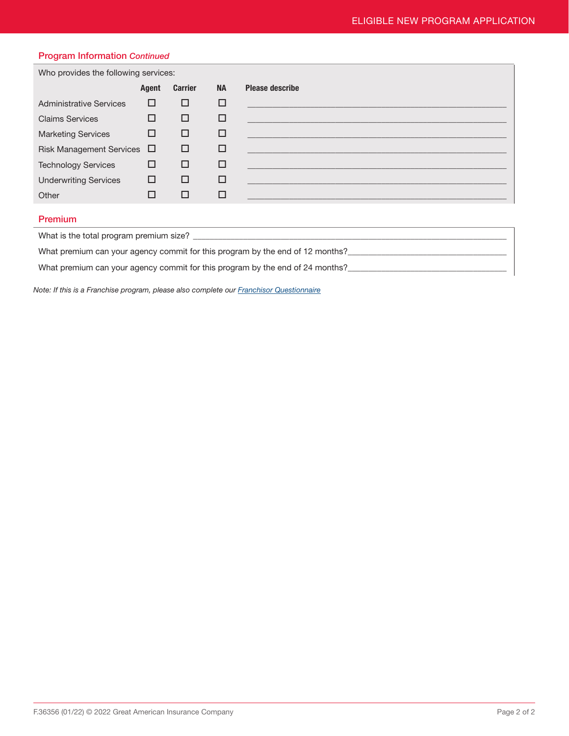## Program Information *Continued*

Who provides the following services:

| | Agent | Carrier | NA | Please describe |
|---|---|---|---|---|
| Administrative Services | ☐ | ☐ | ☐ | ______________________________ |
| Claims Services | ☐ | ☐ | ☐ | ______________________________ |
| Marketing Services | ☐ | ☐ | ☐ | ______________________________ |
| Risk Management Services | ☐ | ☐ | ☐ | ______________________________ |
| Technology Services | ☐ | ☐ | ☐ | ______________________________ |
| Underwriting Services | ☐ | ☐ | ☐ | ______________________________ |
| Other | ☐ | ☐ | ☐ | ______________________________ |

## Premium

What is the total program premium size? ______________________________

What premium can your agency commit for this program by the end of 12 months?______________________________

What premium can your agency commit for this program by the end of 24 months?______________________________

*Note: If this is a Franchise program, please also complete our Franchisor Questionnaire*

F.36356 (01/22) © 2022 Great American Insurance Company